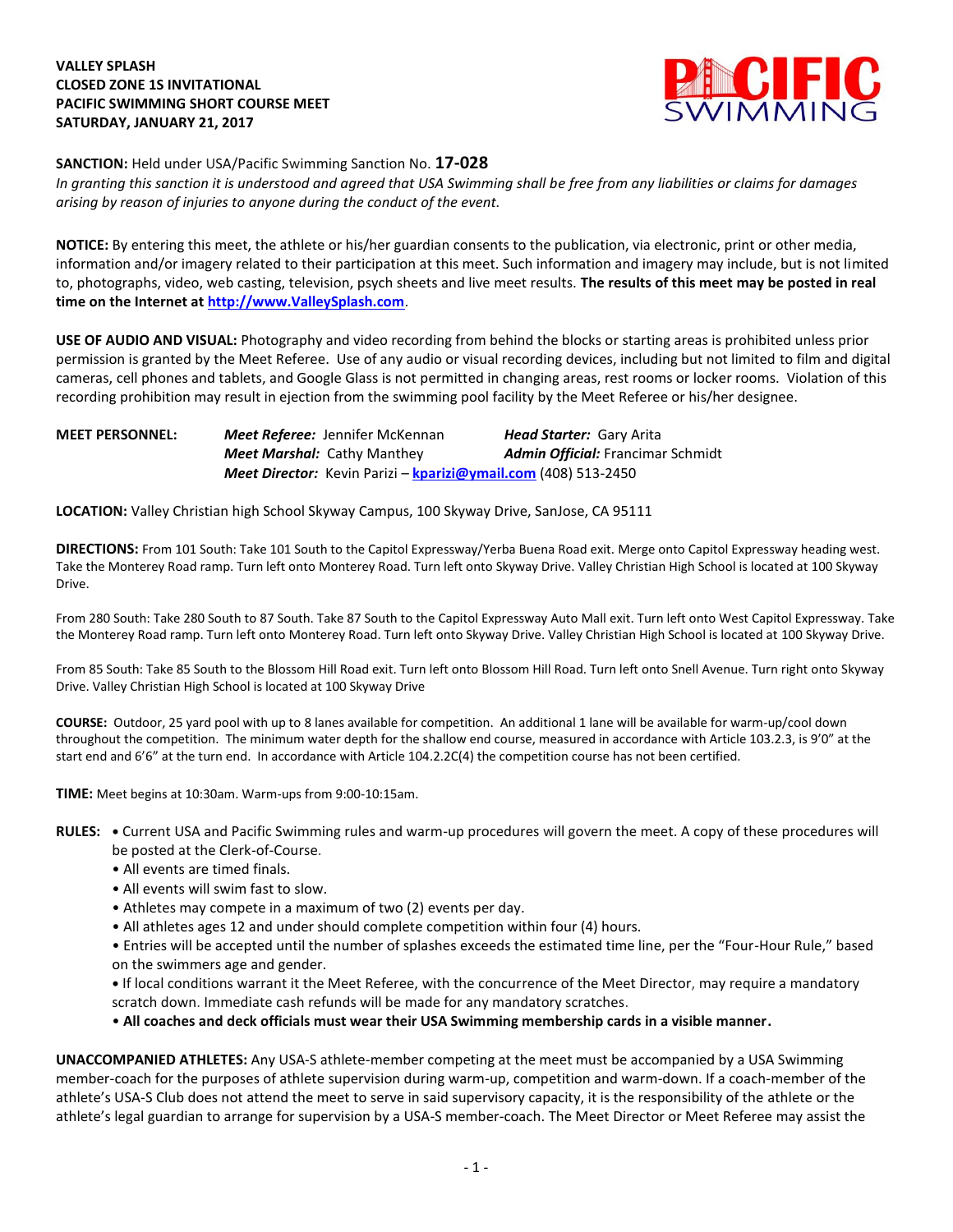**VALLEY SPLASH**
**CLOSED ZONE 1S INVITATIONAL**
**PACIFIC SWIMMING SHORT COURSE MEET**
**SATURDAY, JANUARY 21, 2017**

**SANCTION:** Held under USA/Pacific Swimming Sanction No. **17-028**
*In granting this sanction it is understood and agreed that USA Swimming shall be free from any liabilities or claims for damages arising by reason of injuries to anyone during the conduct of the event.*

**NOTICE:** By entering this meet, the athlete or his/her guardian consents to the publication, via electronic, print or other media, information and/or imagery related to their participation at this meet. Such information and imagery may include, but is not limited to, photographs, video, web casting, television, psych sheets and live meet results. **The results of this meet may be posted in real time on the Internet at http://www.ValleySplash.com**.

**USE OF AUDIO AND VISUAL:** Photography and video recording from behind the blocks or starting areas is prohibited unless prior permission is granted by the Meet Referee. Use of any audio or visual recording devices, including but not limited to film and digital cameras, cell phones and tablets, and Google Glass is not permitted in changing areas, rest rooms or locker rooms. Violation of this recording prohibition may result in ejection from the swimming pool facility by the Meet Referee or his/her designee.

**MEET PERSONNEL:** ***Meet Referee:*** Jennifer McKennan ***Head Starter:*** Gary Arita
***Meet Marshal:*** Cathy Manthey ***Admin Official:*** Francimar Schmidt
***Meet Director:*** Kevin Parizi – **kparizi@ymail.com** (408) 513-2450

**LOCATION:** Valley Christian high School Skyway Campus, 100 Skyway Drive, SanJose, CA 95111

**DIRECTIONS:** From 101 South: Take 101 South to the Capitol Expressway/Yerba Buena Road exit. Merge onto Capitol Expressway heading west. Take the Monterey Road ramp. Turn left onto Monterey Road. Turn left onto Skyway Drive. Valley Christian High School is located at 100 Skyway Drive.

From 280 South: Take 280 South to 87 South. Take 87 South to the Capitol Expressway Auto Mall exit. Turn left onto West Capitol Expressway. Take the Monterey Road ramp. Turn left onto Monterey Road. Turn left onto Skyway Drive. Valley Christian High School is located at 100 Skyway Drive.

From 85 South: Take 85 South to the Blossom Hill Road exit. Turn left onto Blossom Hill Road. Turn left onto Snell Avenue. Turn right onto Skyway Drive. Valley Christian High School is located at 100 Skyway Drive

**COURSE:** Outdoor, 25 yard pool with up to 8 lanes available for competition. An additional 1 lane will be available for warm-up/cool down throughout the competition. The minimum water depth for the shallow end course, measured in accordance with Article 103.2.3, is 9'0" at the start end and 6'6" at the turn end. In accordance with Article 104.2.2C(4) the competition course has not been certified.

**TIME:** Meet begins at 10:30am. Warm-ups from 9:00-10:15am.

**RULES:**
- Current USA and Pacific Swimming rules and warm-up procedures will govern the meet. A copy of these procedures will be posted at the Clerk-of-Course.
- All events are timed finals.
- All events will swim fast to slow.
- Athletes may compete in a maximum of two (2) events per day.
- All athletes ages 12 and under should complete competition within four (4) hours.
- Entries will be accepted until the number of splashes exceeds the estimated time line, per the "Four-Hour Rule," based on the swimmers age and gender.
- If local conditions warrant it the Meet Referee, with the concurrence of the Meet Director, may require a mandatory scratch down. Immediate cash refunds will be made for any mandatory scratches.
- **All coaches and deck officials must wear their USA Swimming membership cards in a visible manner.**

**UNACCOMPANIED ATHLETES:** Any USA-S athlete-member competing at the meet must be accompanied by a USA Swimming member-coach for the purposes of athlete supervision during warm-up, competition and warm-down. If a coach-member of the athlete's USA-S Club does not attend the meet to serve in said supervisory capacity, it is the responsibility of the athlete or the athlete's legal guardian to arrange for supervision by a USA-S member-coach. The Meet Director or Meet Referee may assist the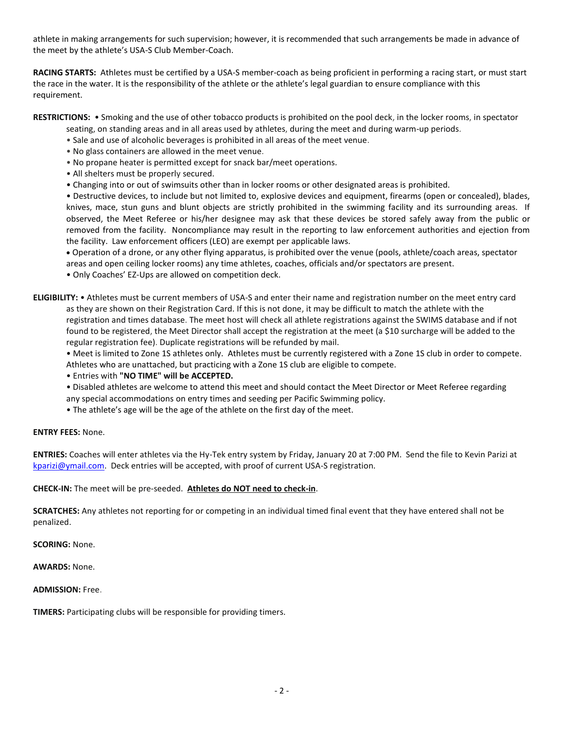athlete in making arrangements for such supervision; however, it is recommended that such arrangements be made in advance of the meet by the athlete's USA-S Club Member-Coach.

**RACING STARTS:** Athletes must be certified by a USA-S member-coach as being proficient in performing a racing start, or must start the race in the water. It is the responsibility of the athlete or the athlete's legal guardian to ensure compliance with this requirement.

**RESTRICTIONS:**

- Smoking and the use of other tobacco products is prohibited on the pool deck, in the locker rooms, in spectator seating, on standing areas and in all areas used by athletes, during the meet and during warm-up periods.
- Sale and use of alcoholic beverages is prohibited in all areas of the meet venue.
- No glass containers are allowed in the meet venue.
- No propane heater is permitted except for snack bar/meet operations.
- All shelters must be properly secured.
- Changing into or out of swimsuits other than in locker rooms or other designated areas is prohibited.
- Destructive devices, to include but not limited to, explosive devices and equipment, firearms (open or concealed), blades, knives, mace, stun guns and blunt objects are strictly prohibited in the swimming facility and its surrounding areas. If observed, the Meet Referee or his/her designee may ask that these devices be stored safely away from the public or removed from the facility. Noncompliance may result in the reporting to law enforcement authorities and ejection from the facility. Law enforcement officers (LEO) are exempt per applicable laws.
- Operation of a drone, or any other flying apparatus, is prohibited over the venue (pools, athlete/coach areas, spectator areas and open ceiling locker rooms) any time athletes, coaches, officials and/or spectators are present.
- Only Coaches' EZ-Ups are allowed on competition deck.

**ELIGIBILITY:**

- Athletes must be current members of USA-S and enter their name and registration number on the meet entry card as they are shown on their Registration Card. If this is not done, it may be difficult to match the athlete with the registration and times database. The meet host will check all athlete registrations against the SWIMS database and if not found to be registered, the Meet Director shall accept the registration at the meet (a $10 surcharge will be added to the regular registration fee). Duplicate registrations will be refunded by mail.
- Meet is limited to Zone 1S athletes only. Athletes must be currently registered with a Zone 1S club in order to compete. Athletes who are unattached, but practicing with a Zone 1S club are eligible to compete.
- Entries with **"NO TIME" will be ACCEPTED.**
- Disabled athletes are welcome to attend this meet and should contact the Meet Director or Meet Referee regarding any special accommodations on entry times and seeding per Pacific Swimming policy.
- The athlete's age will be the age of the athlete on the first day of the meet.

**ENTRY FEES:** None.

**ENTRIES:** Coaches will enter athletes via the Hy-Tek entry system by Friday, January 20 at 7:00 PM. Send the file to Kevin Parizi at [kparizi@ymail.com](mailto:kparizi@ymail.com). Deck entries will be accepted, with proof of current USA-S registration.

**CHECK-IN:** The meet will be pre-seeded. **Athletes do NOT need to check-in**.

**SCRATCHES:** Any athletes not reporting for or competing in an individual timed final event that they have entered shall not be penalized.

**SCORING:** None.

**AWARDS:** None.

**ADMISSION:** Free.

**TIMERS:** Participating clubs will be responsible for providing timers.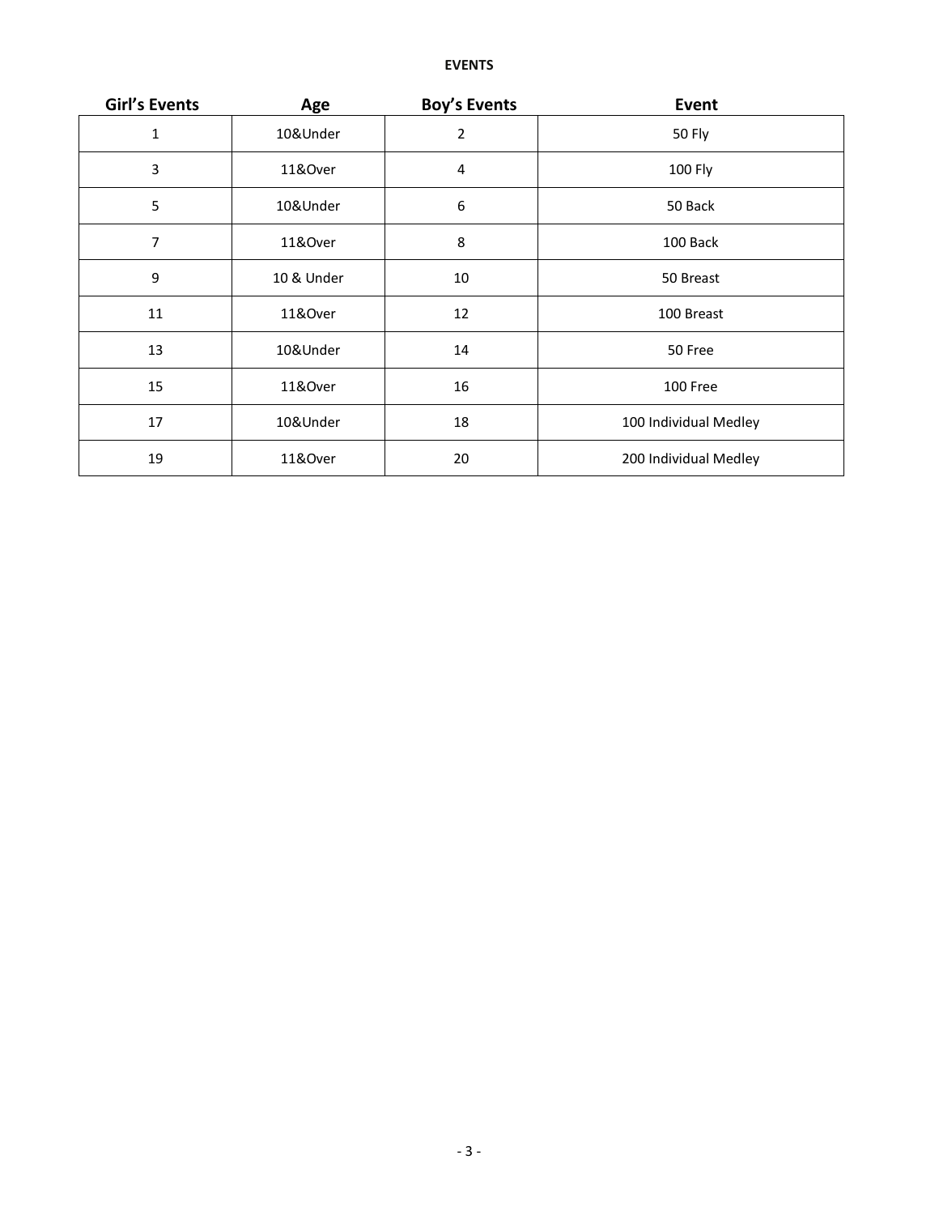**EVENTS**

| Girl's Events | Age | Boy's Events | Event |
|---|---|---|---|
| 1 | 10&Under | 2 | 50 Fly |
| 3 | 11&Over | 4 | 100 Fly |
| 5 | 10&Under | 6 | 50 Back |
| 7 | 11&Over | 8 | 100 Back |
| 9 | 10 & Under | 10 | 50 Breast |
| 11 | 11&Over | 12 | 100 Breast |
| 13 | 10&Under | 14 | 50 Free |
| 15 | 11&Over | 16 | 100 Free |
| 17 | 10&Under | 18 | 100 Individual Medley |
| 19 | 11&Over | 20 | 200 Individual Medley |